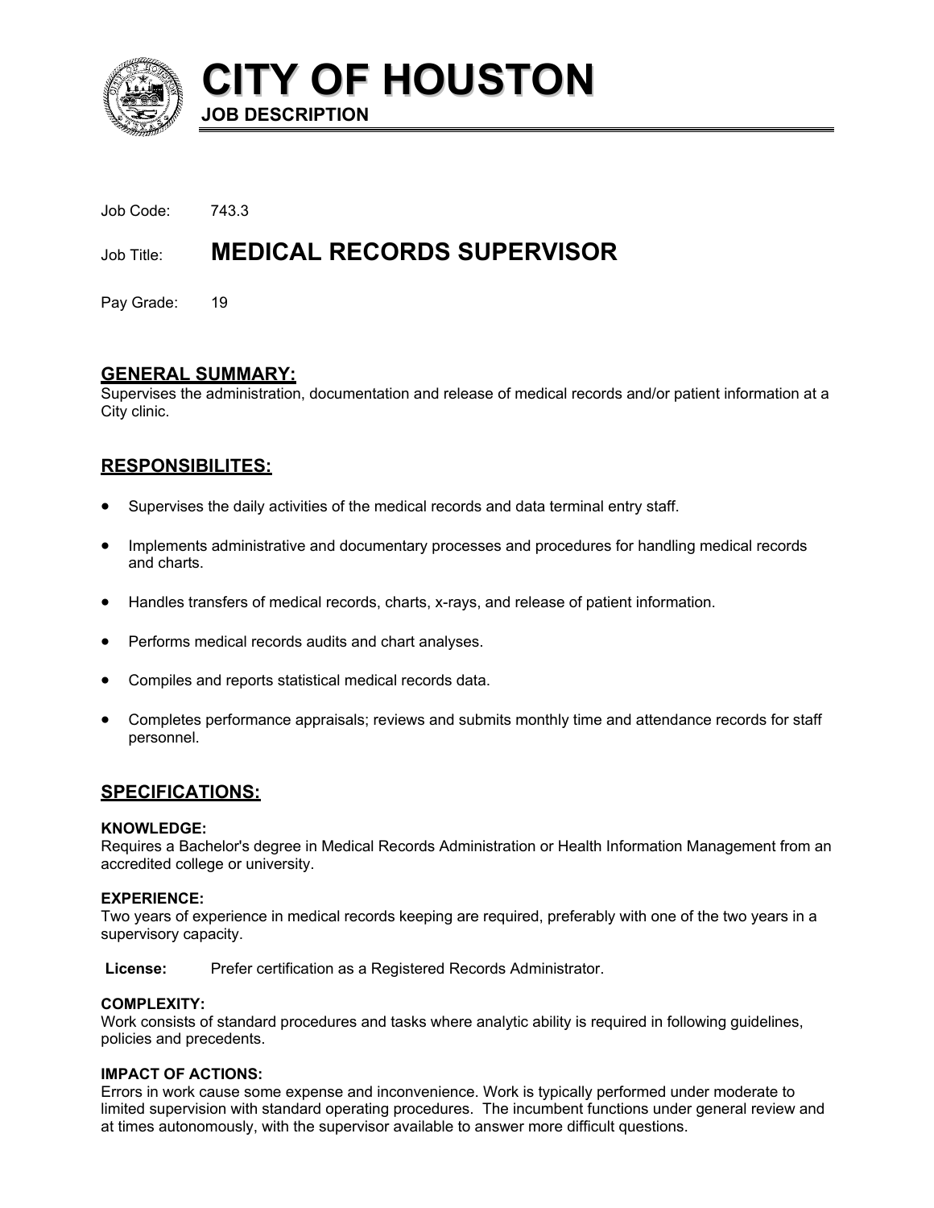# CITY OF HOUSTON

**JOB DESCRIPTION**

Job Code: 743.3

Job Title: **MEDICAL RECORDS SUPERVISOR**

Pay Grade: 19

## GENERAL SUMMARY:

Supervises the administration, documentation and release of medical records and/or patient information at a City clinic.

## RESPONSIBILITES:

- Supervises the daily activities of the medical records and data terminal entry staff.
- Implements administrative and documentary processes and procedures for handling medical records and charts.
- Handles transfers of medical records, charts, x-rays, and release of patient information.
- Performs medical records audits and chart analyses.
- Compiles and reports statistical medical records data.
- Completes performance appraisals; reviews and submits monthly time and attendance records for staff personnel.

## SPECIFICATIONS:

**KNOWLEDGE:**
Requires a Bachelor's degree in Medical Records Administration or Health Information Management from an accredited college or university.

**EXPERIENCE:**
Two years of experience in medical records keeping are required, preferably with one of the two years in a supervisory capacity.

**License:** Prefer certification as a Registered Records Administrator.

**COMPLEXITY:**
Work consists of standard procedures and tasks where analytic ability is required in following guidelines, policies and precedents.

**IMPACT OF ACTIONS:**
Errors in work cause some expense and inconvenience. Work is typically performed under moderate to limited supervision with standard operating procedures. The incumbent functions under general review and at times autonomously, with the supervisor available to answer more difficult questions.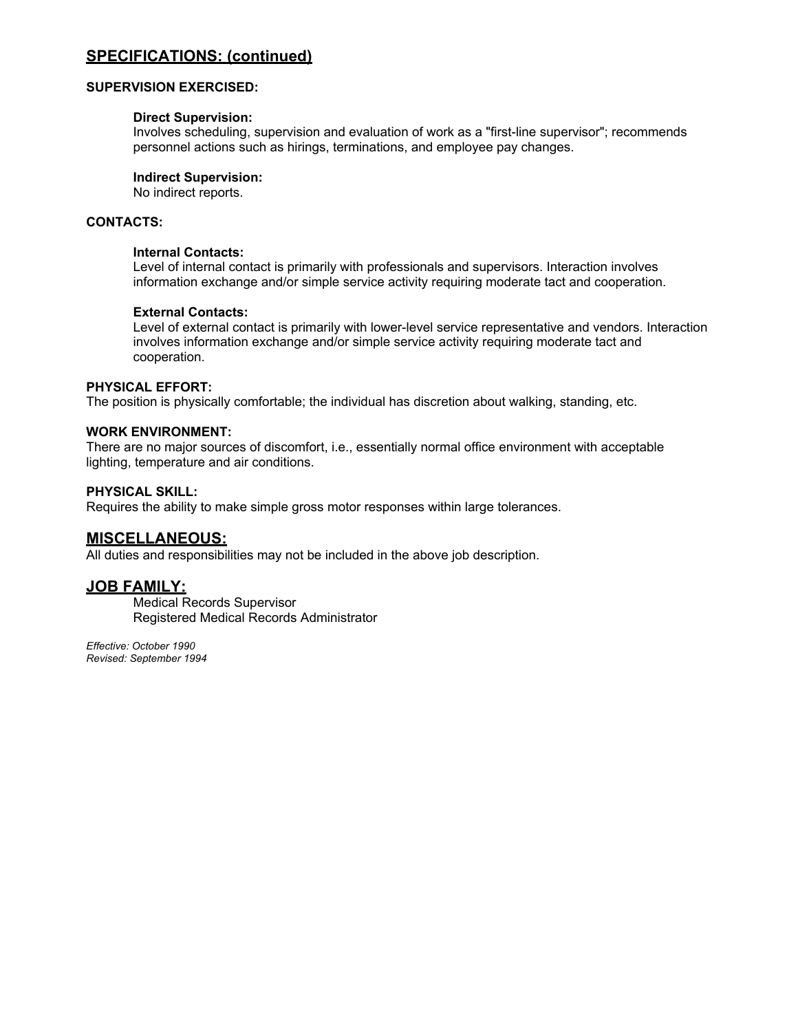## SPECIFICATIONS: (continued)

**SUPERVISION EXERCISED:**

**Direct Supervision:**
Involves scheduling, supervision and evaluation of work as a "first-line supervisor"; recommends personnel actions such as hirings, terminations, and employee pay changes.

**Indirect Supervision:**
No indirect reports.

**CONTACTS:**

**Internal Contacts:**
Level of internal contact is primarily with professionals and supervisors. Interaction involves information exchange and/or simple service activity requiring moderate tact and cooperation.

**External Contacts:**
Level of external contact is primarily with lower-level service representative and vendors. Interaction involves information exchange and/or simple service activity requiring moderate tact and cooperation.

**PHYSICAL EFFORT:**
The position is physically comfortable; the individual has discretion about walking, standing, etc.

**WORK ENVIRONMENT:**
There are no major sources of discomfort, i.e., essentially normal office environment with acceptable lighting, temperature and air conditions.

**PHYSICAL SKILL:**
Requires the ability to make simple gross motor responses within large tolerances.

## MISCELLANEOUS:

All duties and responsibilities may not be included in the above job description.

## JOB FAMILY:

Medical Records Supervisor
Registered Medical Records Administrator

*Effective: October 1990*
*Revised: September 1994*